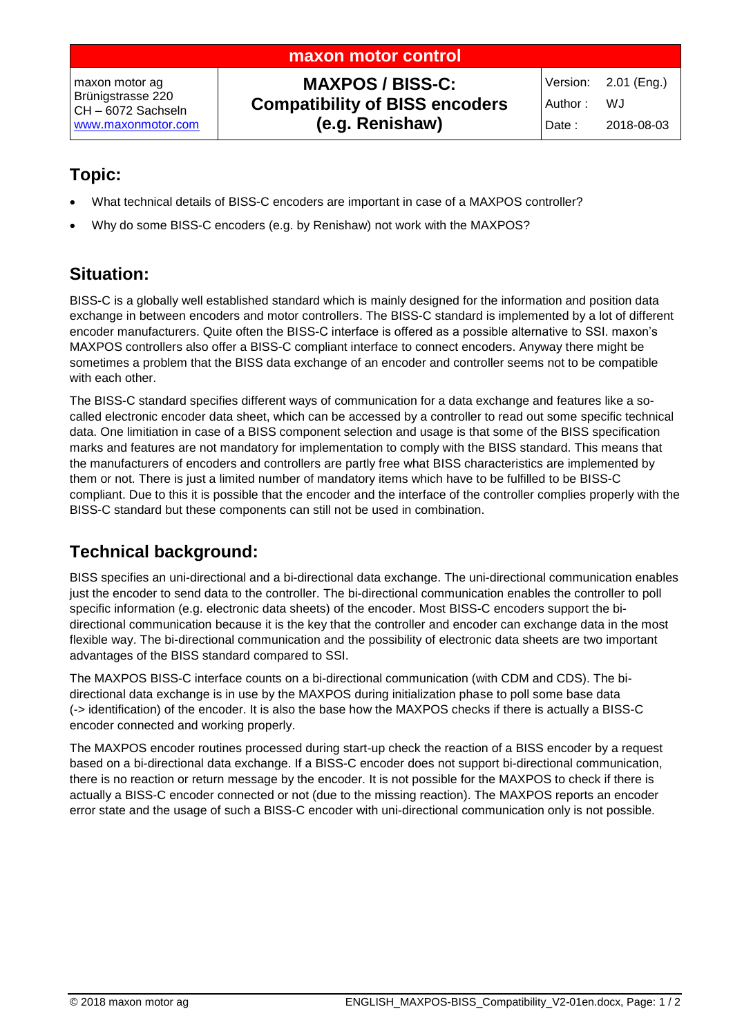| maxon motor control | | |
|---|---|---|
| maxon motor ag<br>Brünigstrasse 220<br>CH – 6072 Sachseln<br>www.maxonmotor.com | **MAXPOS / BISS-C: Compatibility of BISS encoders (e.g. Renishaw)** | Version: 2.01 (Eng.)<br>Author : WJ<br>Date : 2018-08-03 |

## Topic:

- What technical details of BISS-C encoders are important in case of a MAXPOS controller?
- Why do some BISS-C encoders (e.g. by Renishaw) not work with the MAXPOS?

## Situation:

BISS-C is a globally well established standard which is mainly designed for the information and position data exchange in between encoders and motor controllers. The BISS-C standard is implemented by a lot of different encoder manufacturers. Quite often the BISS-C interface is offered as a possible alternative to SSI. maxon's MAXPOS controllers also offer a BISS-C compliant interface to connect encoders. Anyway there might be sometimes a problem that the BISS data exchange of an encoder and controller seems not to be compatible with each other.

The BISS-C standard specifies different ways of communication for a data exchange and features like a so-called electronic encoder data sheet, which can be accessed by a controller to read out some specific technical data. One limitiation in case of a BISS component selection and usage is that some of the BISS specification marks and features are not mandatory for implementation to comply with the BISS standard. This means that the manufacturers of encoders and controllers are partly free what BISS characteristics are implemented by them or not. There is just a limited number of mandatory items which have to be fulfilled to be BISS-C compliant. Due to this it is possible that the encoder and the interface of the controller complies properly with the BISS-C standard but these components can still not be used in combination.

## Technical background:

BISS specifies an uni-directional and a bi-directional data exchange. The uni-directional communication enables just the encoder to send data to the controller. The bi-directional communication enables the controller to poll specific information (e.g. electronic data sheets) of the encoder. Most BISS-C encoders support the bi-directional communication because it is the key that the controller and encoder can exchange data in the most flexible way. The bi-directional communication and the possibility of electronic data sheets are two important advantages of the BISS standard compared to SSI.

The MAXPOS BISS-C interface counts on a bi-directional communication (with CDM and CDS). The bi-directional data exchange is in use by the MAXPOS during initialization phase to poll some base data (-> identification) of the encoder. It is also the base how the MAXPOS checks if there is actually a BISS-C encoder connected and working properly.

The MAXPOS encoder routines processed during start-up check the reaction of a BISS encoder by a request based on a bi-directional data exchange. If a BISS-C encoder does not support bi-directional communication, there is no reaction or return message by the encoder. It is not possible for the MAXPOS to check if there is actually a BISS-C encoder connected or not (due to the missing reaction). The MAXPOS reports an encoder error state and the usage of such a BISS-C encoder with uni-directional communication only is not possible.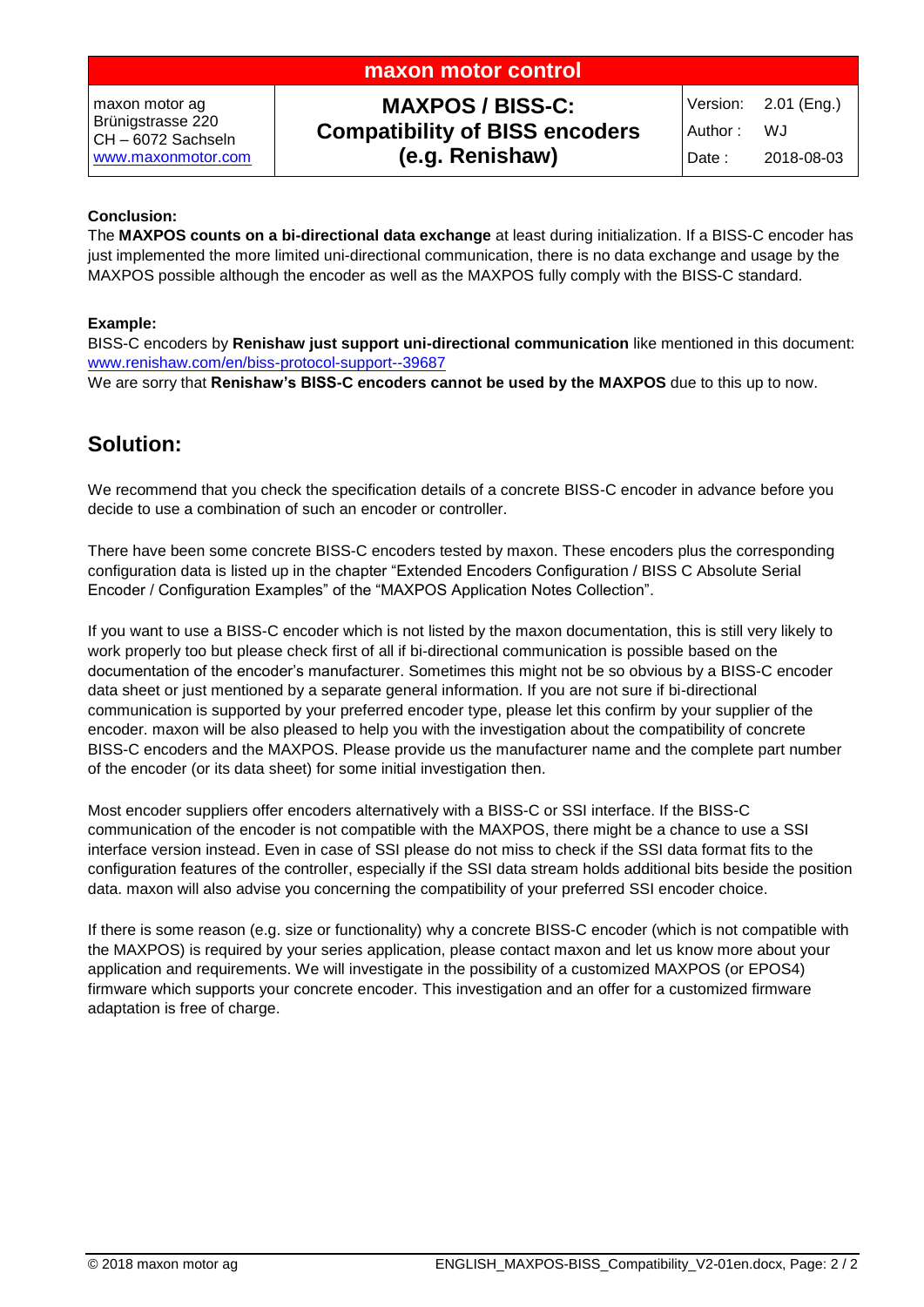**Conclusion:**
The **MAXPOS counts on a bi-directional data exchange** at least during initialization. If a BISS-C encoder has just implemented the more limited uni-directional communication, there is no data exchange and usage by the MAXPOS possible although the encoder as well as the MAXPOS fully comply with the BISS-C standard.

**Example:**
BISS-C encoders by **Renishaw just support uni-directional communication** like mentioned in this document: www.renishaw.com/en/biss-protocol-support--39687
We are sorry that **Renishaw's BISS-C encoders cannot be used by the MAXPOS** due to this up to now.

## Solution:

We recommend that you check the specification details of a concrete BISS-C encoder in advance before you decide to use a combination of such an encoder or controller.

There have been some concrete BISS-C encoders tested by maxon. These encoders plus the corresponding configuration data is listed up in the chapter "Extended Encoders Configuration / BISS C Absolute Serial Encoder / Configuration Examples" of the "MAXPOS Application Notes Collection".

If you want to use a BISS-C encoder which is not listed by the maxon documentation, this is still very likely to work properly too but please check first of all if bi-directional communication is possible based on the documentation of the encoder's manufacturer. Sometimes this might not be so obvious by a BISS-C encoder data sheet or just mentioned by a separate general information. If you are not sure if bi-directional communication is supported by your preferred encoder type, please let this confirm by your supplier of the encoder. maxon will be also pleased to help you with the investigation about the compatibility of concrete BISS-C encoders and the MAXPOS. Please provide us the manufacturer name and the complete part number of the encoder (or its data sheet) for some initial investigation then.

Most encoder suppliers offer encoders alternatively with a BISS-C or SSI interface. If the BISS-C communication of the encoder is not compatible with the MAXPOS, there might be a chance to use a SSI interface version instead. Even in case of SSI please do not miss to check if the SSI data format fits to the configuration features of the controller, especially if the SSI data stream holds additional bits beside the position data. maxon will also advise you concerning the compatibility of your preferred SSI encoder choice.

If there is some reason (e.g. size or functionality) why a concrete BISS-C encoder (which is not compatible with the MAXPOS) is required by your series application, please contact maxon and let us know more about your application and requirements. We will investigate in the possibility of a customized MAXPOS (or EPOS4) firmware which supports your concrete encoder. This investigation and an offer for a customized firmware adaptation is free of charge.